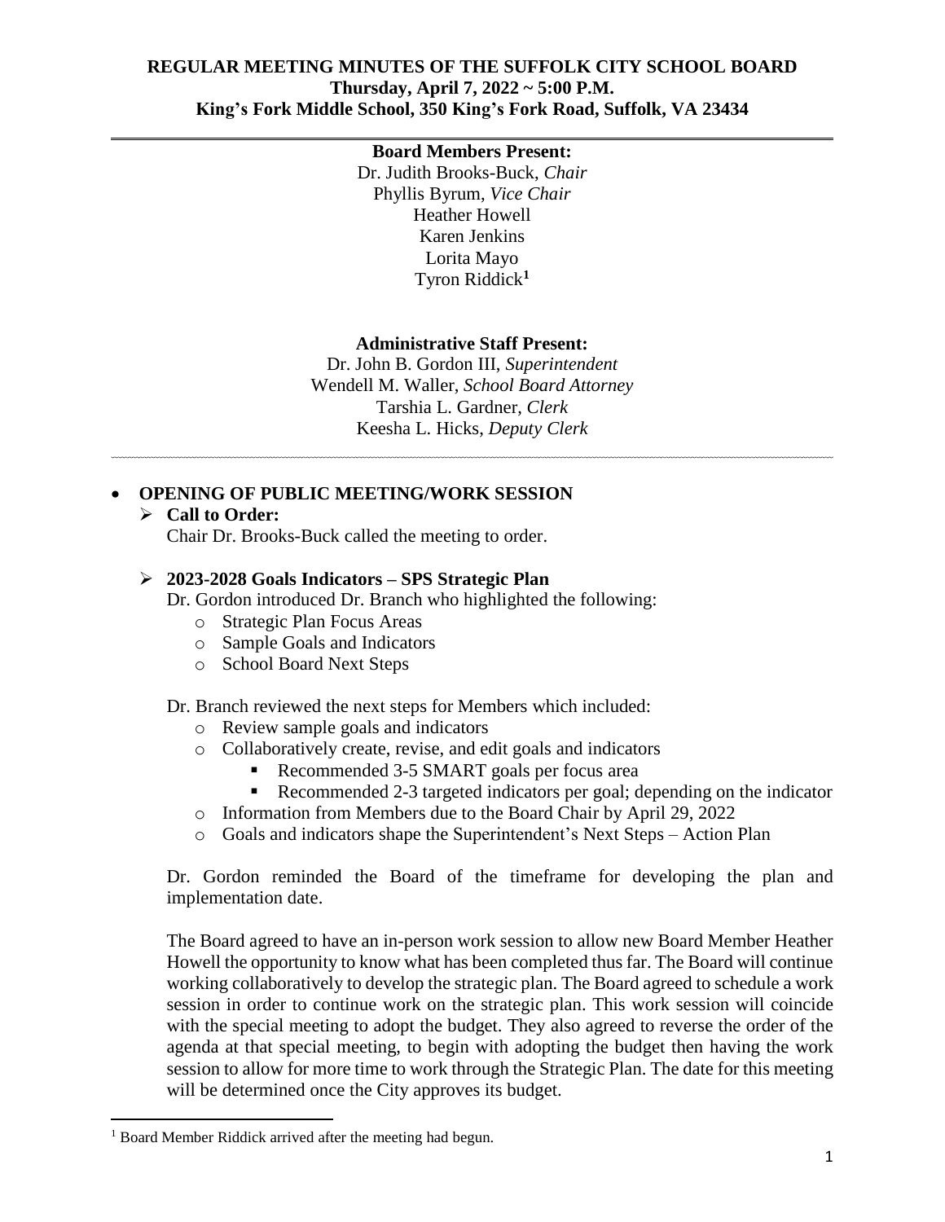# REGULAR MEETING MINUTES OF THE SUFFOLK CITY SCHOOL BOARD
## Thursday, April 7, 2022 ~ 5:00 P.M.
## King's Fork Middle School, 350 King's Fork Road, Suffolk, VA 23434

**Board Members Present:**
Dr. Judith Brooks-Buck, *Chair*
Phyllis Byrum, *Vice Chair*
Heather Howell
Karen Jenkins
Lorita Mayo
Tyron Riddick[1]

**Administrative Staff Present:**
Dr. John B. Gordon III, *Superintendent*
Wendell M. Waller, *School Board Attorney*
Tarshia L. Gardner, *Clerk*
Keesha L. Hicks, *Deputy Clerk*

- **OPENING OF PUBLIC MEETING/WORK SESSION**
  - **Call to Order:**
    Chair Dr. Brooks-Buck called the meeting to order.

  - **2023-2028 Goals Indicators – SPS Strategic Plan**
    Dr. Gordon introduced Dr. Branch who highlighted the following:
    - Strategic Plan Focus Areas
    - Sample Goals and Indicators
    - School Board Next Steps

    Dr. Branch reviewed the next steps for Members which included:
    - Review sample goals and indicators
    - Collaboratively create, revise, and edit goals and indicators
      - Recommended 3-5 SMART goals per focus area
      - Recommended 2-3 targeted indicators per goal; depending on the indicator
    - Information from Members due to the Board Chair by April 29, 2022
    - Goals and indicators shape the Superintendent's Next Steps – Action Plan

    Dr. Gordon reminded the Board of the timeframe for developing the plan and implementation date.

    The Board agreed to have an in-person work session to allow new Board Member Heather Howell the opportunity to know what has been completed thus far. The Board will continue working collaboratively to develop the strategic plan. The Board agreed to schedule a work session in order to continue work on the strategic plan. This work session will coincide with the special meeting to adopt the budget. They also agreed to reverse the order of the agenda at that special meeting, to begin with adopting the budget then having the work session to allow for more time to work through the Strategic Plan. The date for this meeting will be determined once the City approves its budget.

---

[1] Board Member Riddick arrived after the meeting had begun.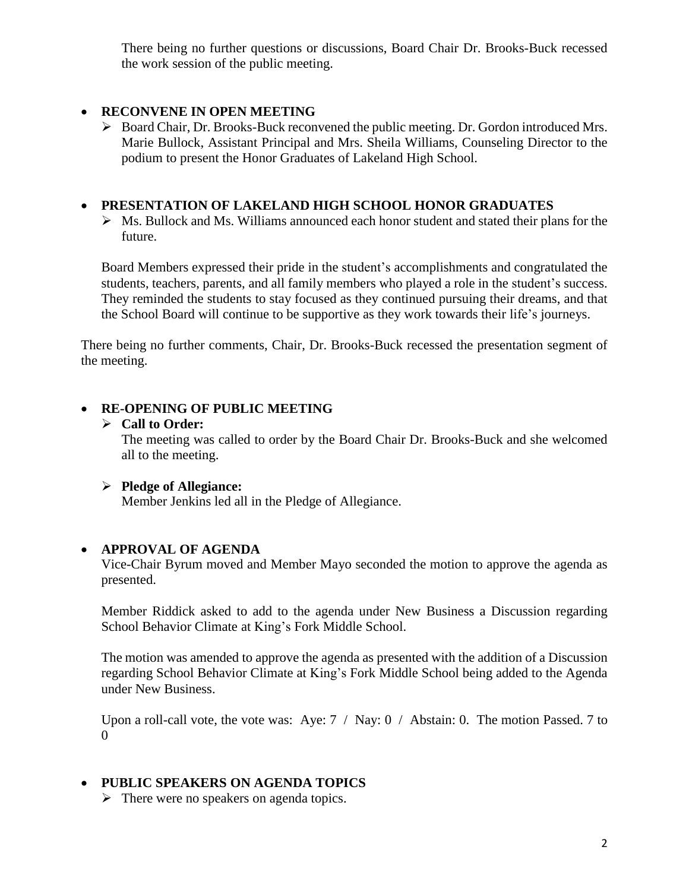There being no further questions or discussions, Board Chair Dr. Brooks-Buck recessed the work session of the public meeting.

- **RECONVENE IN OPEN MEETING**
  - Board Chair, Dr. Brooks-Buck reconvened the public meeting. Dr. Gordon introduced Mrs. Marie Bullock, Assistant Principal and Mrs. Sheila Williams, Counseling Director to the podium to present the Honor Graduates of Lakeland High School.

- **PRESENTATION OF LAKELAND HIGH SCHOOL HONOR GRADUATES**
  - Ms. Bullock and Ms. Williams announced each honor student and stated their plans for the future.

  Board Members expressed their pride in the student's accomplishments and congratulated the students, teachers, parents, and all family members who played a role in the student's success. They reminded the students to stay focused as they continued pursuing their dreams, and that the School Board will continue to be supportive as they work towards their life's journeys.

There being no further comments, Chair, Dr. Brooks-Buck recessed the presentation segment of the meeting.

- **RE-OPENING OF PUBLIC MEETING**
  - **Call to Order:**
    The meeting was called to order by the Board Chair Dr. Brooks-Buck and she welcomed all to the meeting.
  - **Pledge of Allegiance:**
    Member Jenkins led all in the Pledge of Allegiance.

- **APPROVAL OF AGENDA**

  Vice-Chair Byrum moved and Member Mayo seconded the motion to approve the agenda as presented.

  Member Riddick asked to add to the agenda under New Business a Discussion regarding School Behavior Climate at King's Fork Middle School.

  The motion was amended to approve the agenda as presented with the addition of a Discussion regarding School Behavior Climate at King's Fork Middle School being added to the Agenda under New Business.

  Upon a roll-call vote, the vote was: Aye: 7 / Nay: 0 / Abstain: 0. The motion Passed. 7 to 0

- **PUBLIC SPEAKERS ON AGENDA TOPICS**
  - There were no speakers on agenda topics.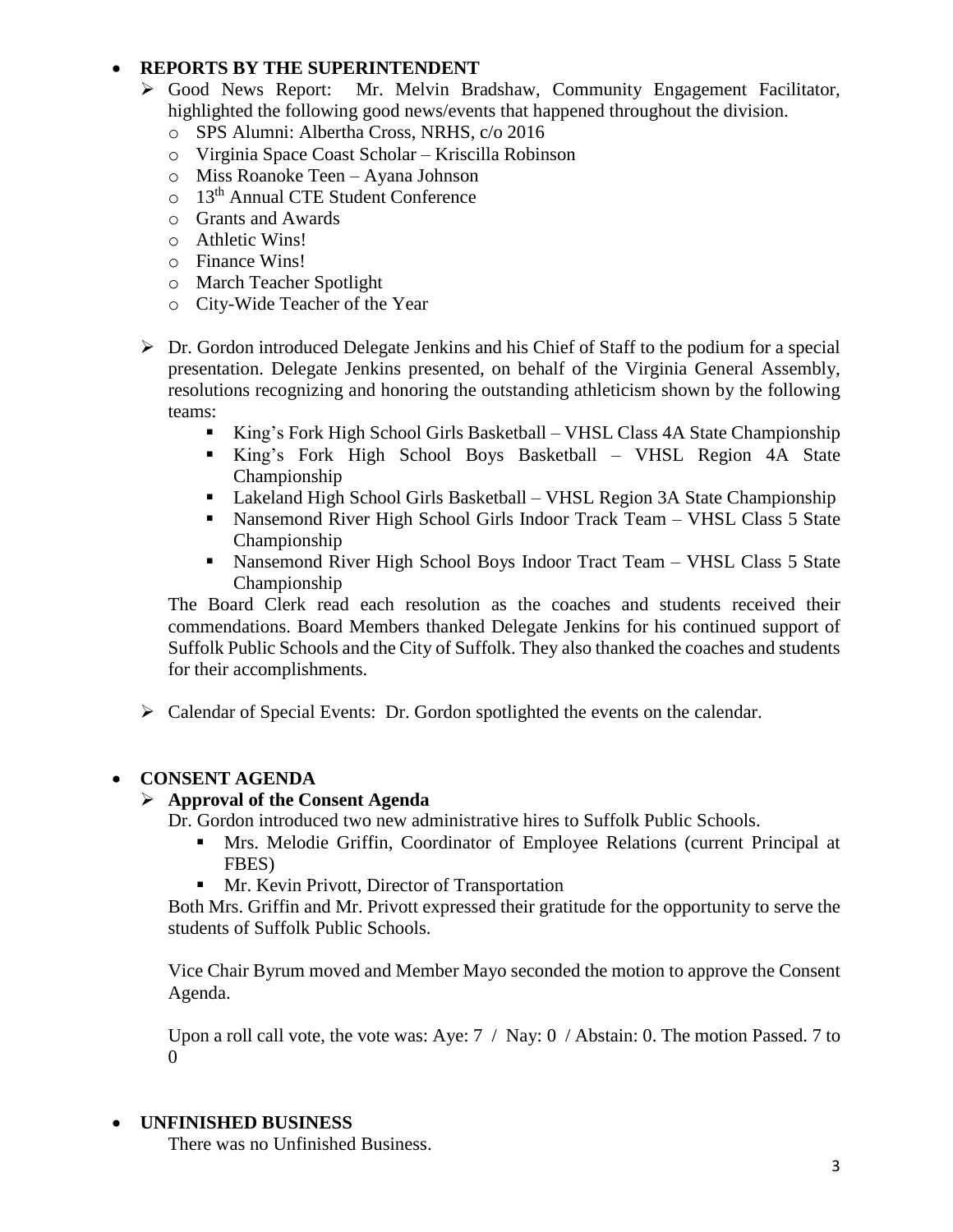- **REPORTS BY THE SUPERINTENDENT**
  - Good News Report: Mr. Melvin Bradshaw, Community Engagement Facilitator, highlighted the following good news/events that happened throughout the division.
    - SPS Alumni: Albertha Cross, NRHS, c/o 2016
    - Virginia Space Coast Scholar – Kriscilla Robinson
    - Miss Roanoke Teen – Ayana Johnson
    - 13th Annual CTE Student Conference
    - Grants and Awards
    - Athletic Wins!
    - Finance Wins!
    - March Teacher Spotlight
    - City-Wide Teacher of the Year
  - Dr. Gordon introduced Delegate Jenkins and his Chief of Staff to the podium for a special presentation. Delegate Jenkins presented, on behalf of the Virginia General Assembly, resolutions recognizing and honoring the outstanding athleticism shown by the following teams:
    - King's Fork High School Girls Basketball – VHSL Class 4A State Championship
    - King's Fork High School Boys Basketball – VHSL Region 4A State Championship
    - Lakeland High School Girls Basketball – VHSL Region 3A State Championship
    - Nansemond River High School Girls Indoor Track Team – VHSL Class 5 State Championship
    - Nansemond River High School Boys Indoor Tract Team – VHSL Class 5 State Championship

    The Board Clerk read each resolution as the coaches and students received their commendations. Board Members thanked Delegate Jenkins for his continued support of Suffolk Public Schools and the City of Suffolk. They also thanked the coaches and students for their accomplishments.
  - Calendar of Special Events: Dr. Gordon spotlighted the events on the calendar.

- **CONSENT AGENDA**
  - **Approval of the Consent Agenda**

    Dr. Gordon introduced two new administrative hires to Suffolk Public Schools.
    - Mrs. Melodie Griffin, Coordinator of Employee Relations (current Principal at FBES)
    - Mr. Kevin Privott, Director of Transportation

    Both Mrs. Griffin and Mr. Privott expressed their gratitude for the opportunity to serve the students of Suffolk Public Schools.

    Vice Chair Byrum moved and Member Mayo seconded the motion to approve the Consent Agenda.

    Upon a roll call vote, the vote was: Aye: 7 / Nay: 0 / Abstain: 0. The motion Passed. 7 to 0

- **UNFINISHED BUSINESS**

  There was no Unfinished Business.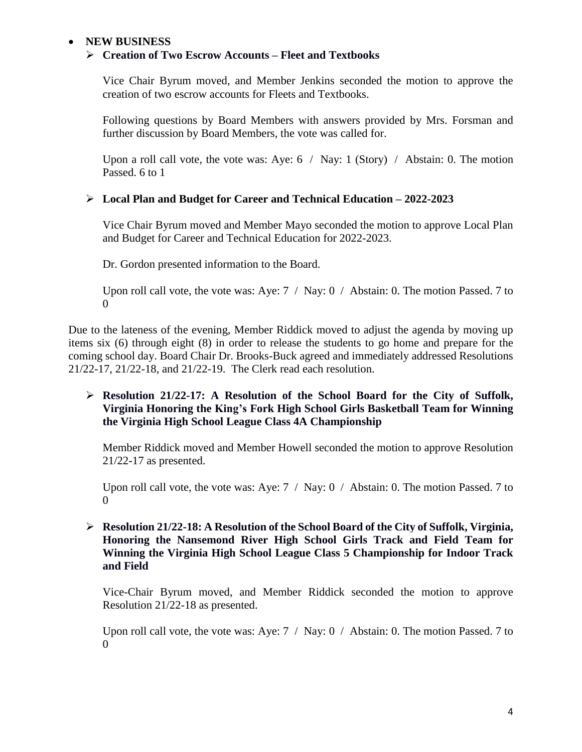- **NEW BUSINESS**
  - **Creation of Two Escrow Accounts – Fleet and Textbooks**

    Vice Chair Byrum moved, and Member Jenkins seconded the motion to approve the creation of two escrow accounts for Fleets and Textbooks.

    Following questions by Board Members with answers provided by Mrs. Forsman and further discussion by Board Members, the vote was called for.

    Upon a roll call vote, the vote was: Aye: 6 / Nay: 1 (Story) / Abstain: 0. The motion Passed. 6 to 1

  - **Local Plan and Budget for Career and Technical Education – 2022-2023**

    Vice Chair Byrum moved and Member Mayo seconded the motion to approve Local Plan and Budget for Career and Technical Education for 2022-2023.

    Dr. Gordon presented information to the Board.

    Upon roll call vote, the vote was: Aye: 7 / Nay: 0 / Abstain: 0. The motion Passed. 7 to 0

Due to the lateness of the evening, Member Riddick moved to adjust the agenda by moving up items six (6) through eight (8) in order to release the students to go home and prepare for the coming school day. Board Chair Dr. Brooks-Buck agreed and immediately addressed Resolutions 21/22-17, 21/22-18, and 21/22-19. The Clerk read each resolution.

- **Resolution 21/22-17: A Resolution of the School Board for the City of Suffolk, Virginia Honoring the King's Fork High School Girls Basketball Team for Winning the Virginia High School League Class 4A Championship**

  Member Riddick moved and Member Howell seconded the motion to approve Resolution 21/22-17 as presented.

  Upon roll call vote, the vote was: Aye: 7 / Nay: 0 / Abstain: 0. The motion Passed. 7 to 0

- **Resolution 21/22-18: A Resolution of the School Board of the City of Suffolk, Virginia, Honoring the Nansemond River High School Girls Track and Field Team for Winning the Virginia High School League Class 5 Championship for Indoor Track and Field**

  Vice-Chair Byrum moved, and Member Riddick seconded the motion to approve Resolution 21/22-18 as presented.

  Upon roll call vote, the vote was: Aye: 7 / Nay: 0 / Abstain: 0. The motion Passed. 7 to 0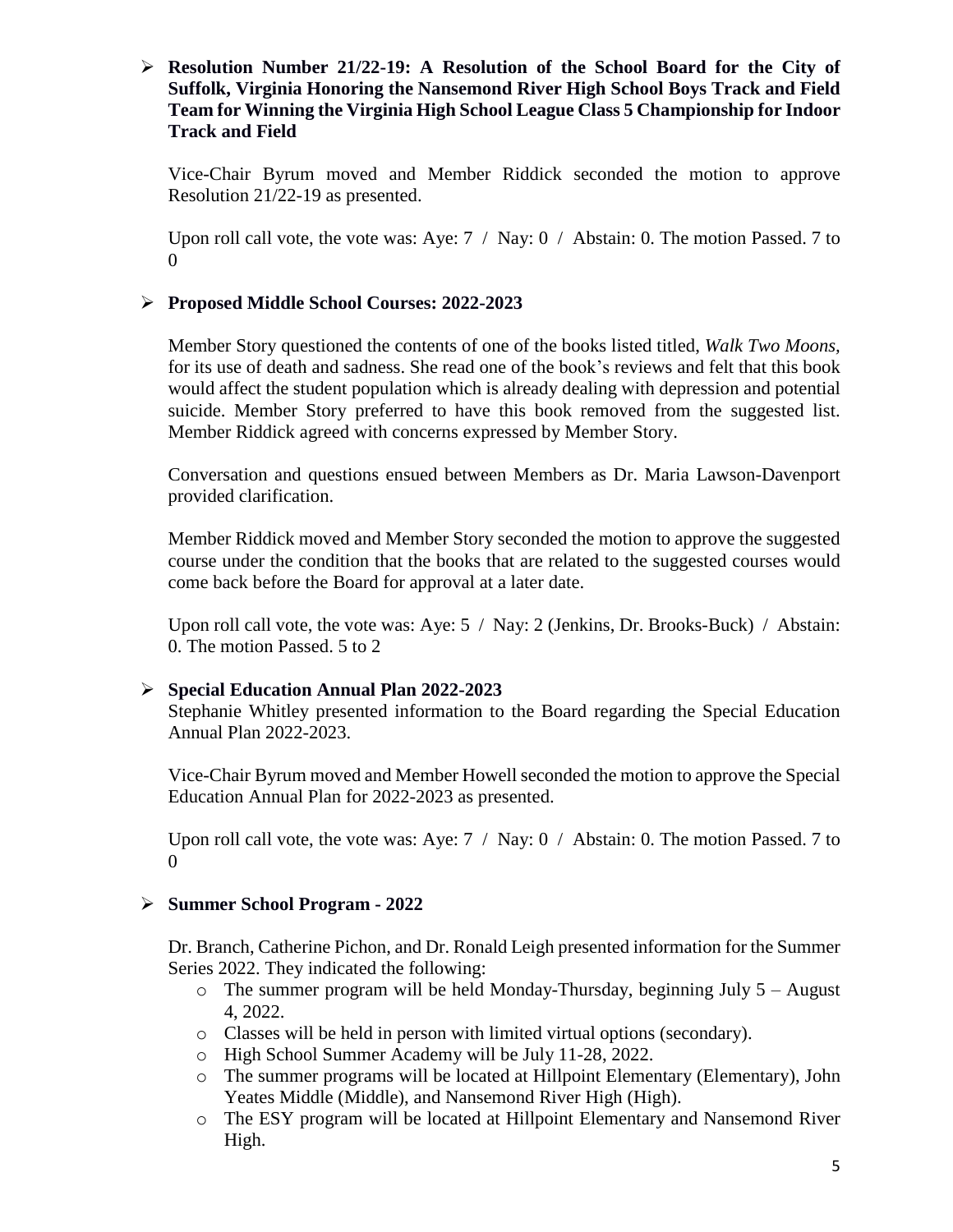- **Resolution Number 21/22-19: A Resolution of the School Board for the City of Suffolk, Virginia Honoring the Nansemond River High School Boys Track and Field Team for Winning the Virginia High School League Class 5 Championship for Indoor Track and Field**

  Vice-Chair Byrum moved and Member Riddick seconded the motion to approve Resolution 21/22-19 as presented.

  Upon roll call vote, the vote was: Aye: 7 / Nay: 0 / Abstain: 0. The motion Passed. 7 to 0

- **Proposed Middle School Courses: 2022-2023**

  Member Story questioned the contents of one of the books listed titled, *Walk Two Moons*, for its use of death and sadness. She read one of the book's reviews and felt that this book would affect the student population which is already dealing with depression and potential suicide. Member Story preferred to have this book removed from the suggested list. Member Riddick agreed with concerns expressed by Member Story.

  Conversation and questions ensued between Members as Dr. Maria Lawson-Davenport provided clarification.

  Member Riddick moved and Member Story seconded the motion to approve the suggested course under the condition that the books that are related to the suggested courses would come back before the Board for approval at a later date.

  Upon roll call vote, the vote was: Aye: 5 / Nay: 2 (Jenkins, Dr. Brooks-Buck) / Abstain: 0. The motion Passed. 5 to 2

- **Special Education Annual Plan 2022-2023**

  Stephanie Whitley presented information to the Board regarding the Special Education Annual Plan 2022-2023.

  Vice-Chair Byrum moved and Member Howell seconded the motion to approve the Special Education Annual Plan for 2022-2023 as presented.

  Upon roll call vote, the vote was: Aye: 7 / Nay: 0 / Abstain: 0. The motion Passed. 7 to 0

- **Summer School Program - 2022**

  Dr. Branch, Catherine Pichon, and Dr. Ronald Leigh presented information for the Summer Series 2022. They indicated the following:

  - The summer program will be held Monday-Thursday, beginning July 5 – August 4, 2022.
  - Classes will be held in person with limited virtual options (secondary).
  - High School Summer Academy will be July 11-28, 2022.
  - The summer programs will be located at Hillpoint Elementary (Elementary), John Yeates Middle (Middle), and Nansemond River High (High).
  - The ESY program will be located at Hillpoint Elementary and Nansemond River High.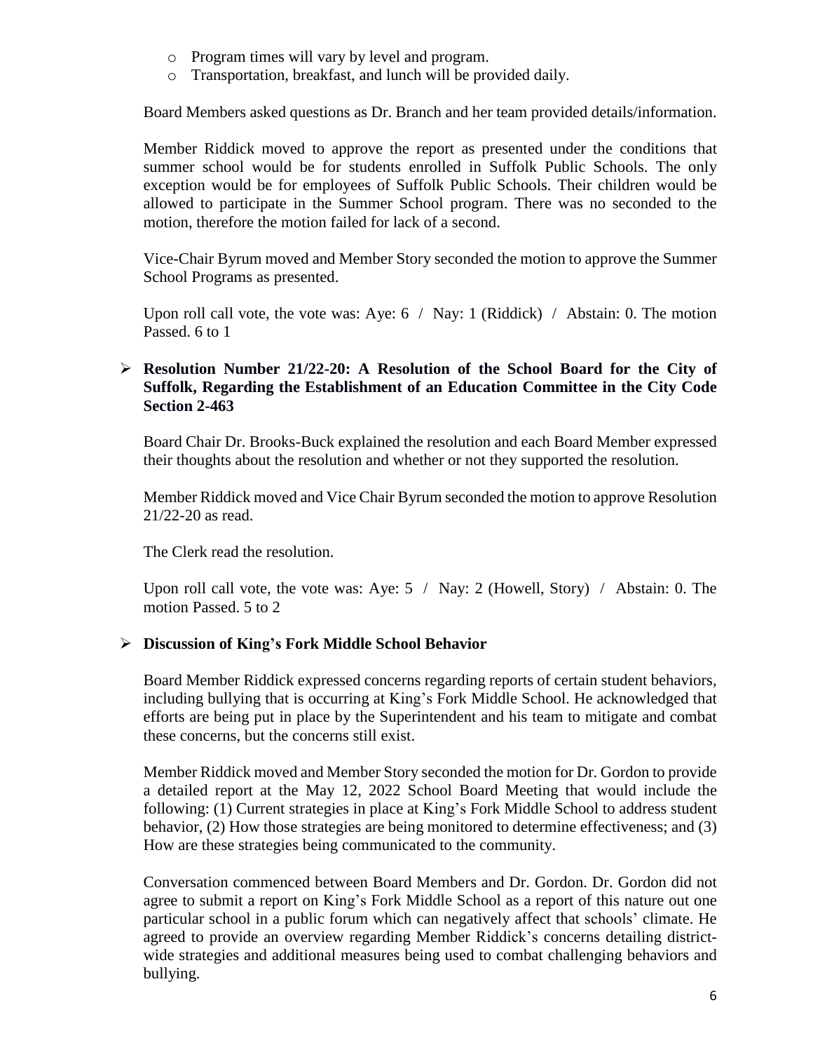- Program times will vary by level and program.
- Transportation, breakfast, and lunch will be provided daily.

Board Members asked questions as Dr. Branch and her team provided details/information.

Member Riddick moved to approve the report as presented under the conditions that summer school would be for students enrolled in Suffolk Public Schools. The only exception would be for employees of Suffolk Public Schools. Their children would be allowed to participate in the Summer School program. There was no seconded to the motion, therefore the motion failed for lack of a second.

Vice-Chair Byrum moved and Member Story seconded the motion to approve the Summer School Programs as presented.

Upon roll call vote, the vote was: Aye: 6 / Nay: 1 (Riddick) / Abstain: 0. The motion Passed. 6 to 1

- **Resolution Number 21/22-20: A Resolution of the School Board for the City of Suffolk, Regarding the Establishment of an Education Committee in the City Code Section 2-463**

Board Chair Dr. Brooks-Buck explained the resolution and each Board Member expressed their thoughts about the resolution and whether or not they supported the resolution.

Member Riddick moved and Vice Chair Byrum seconded the motion to approve Resolution 21/22-20 as read.

The Clerk read the resolution.

Upon roll call vote, the vote was: Aye: 5 / Nay: 2 (Howell, Story) / Abstain: 0. The motion Passed. 5 to 2

- **Discussion of King's Fork Middle School Behavior**

Board Member Riddick expressed concerns regarding reports of certain student behaviors, including bullying that is occurring at King's Fork Middle School. He acknowledged that efforts are being put in place by the Superintendent and his team to mitigate and combat these concerns, but the concerns still exist.

Member Riddick moved and Member Story seconded the motion for Dr. Gordon to provide a detailed report at the May 12, 2022 School Board Meeting that would include the following: (1) Current strategies in place at King's Fork Middle School to address student behavior, (2) How those strategies are being monitored to determine effectiveness; and (3) How are these strategies being communicated to the community.

Conversation commenced between Board Members and Dr. Gordon. Dr. Gordon did not agree to submit a report on King's Fork Middle School as a report of this nature out one particular school in a public forum which can negatively affect that schools' climate. He agreed to provide an overview regarding Member Riddick's concerns detailing district-wide strategies and additional measures being used to combat challenging behaviors and bullying.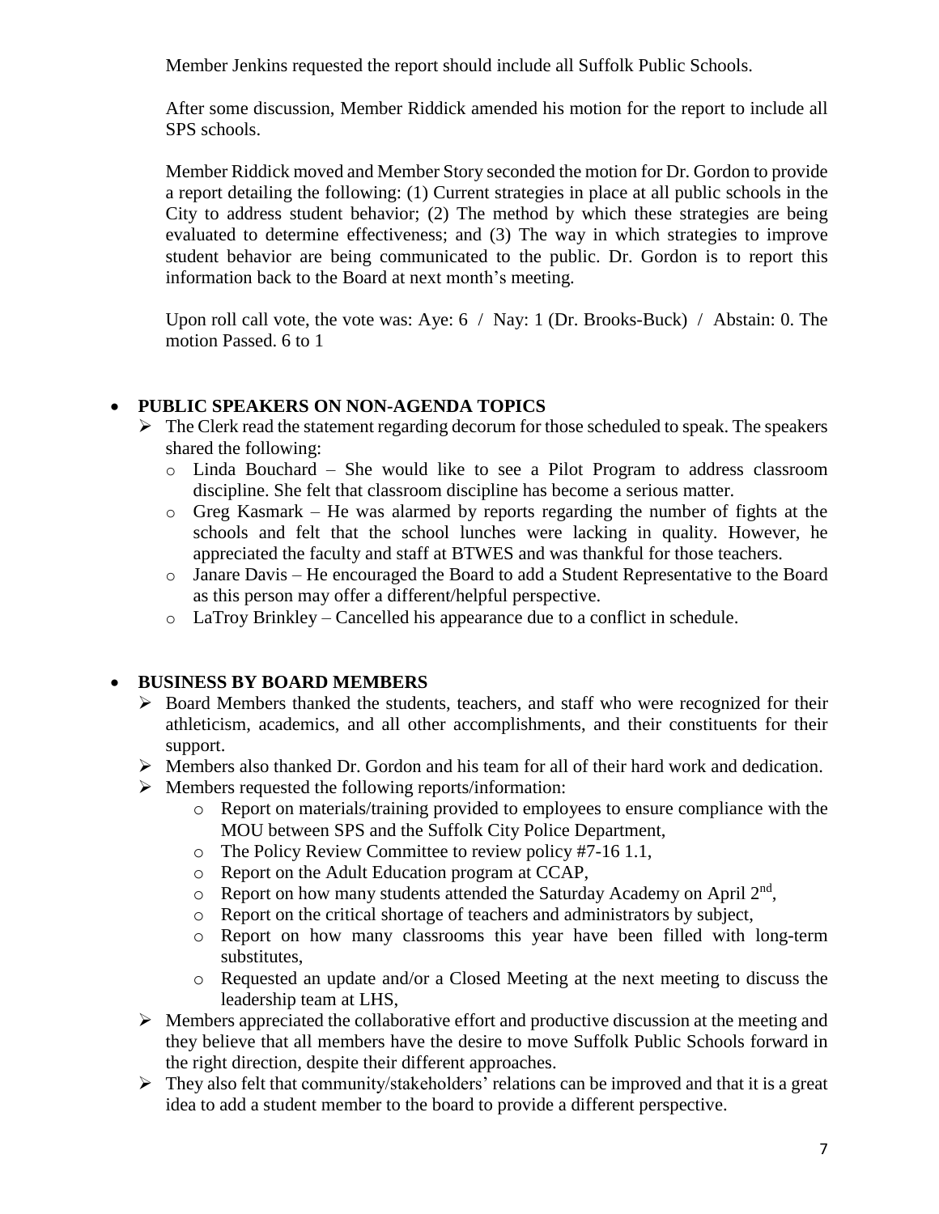Member Jenkins requested the report should include all Suffolk Public Schools.

After some discussion, Member Riddick amended his motion for the report to include all SPS schools.

Member Riddick moved and Member Story seconded the motion for Dr. Gordon to provide a report detailing the following: (1) Current strategies in place at all public schools in the City to address student behavior; (2) The method by which these strategies are being evaluated to determine effectiveness; and (3) The way in which strategies to improve student behavior are being communicated to the public. Dr. Gordon is to report this information back to the Board at next month's meeting.

Upon roll call vote, the vote was: Aye: 6 / Nay: 1 (Dr. Brooks-Buck) / Abstain: 0. The motion Passed. 6 to 1

- **PUBLIC SPEAKERS ON NON-AGENDA TOPICS**
  - The Clerk read the statement regarding decorum for those scheduled to speak. The speakers shared the following:
    - Linda Bouchard – She would like to see a Pilot Program to address classroom discipline. She felt that classroom discipline has become a serious matter.
    - Greg Kasmark – He was alarmed by reports regarding the number of fights at the schools and felt that the school lunches were lacking in quality. However, he appreciated the faculty and staff at BTWES and was thankful for those teachers.
    - Janare Davis – He encouraged the Board to add a Student Representative to the Board as this person may offer a different/helpful perspective.
    - LaTroy Brinkley – Cancelled his appearance due to a conflict in schedule.

- **BUSINESS BY BOARD MEMBERS**
  - Board Members thanked the students, teachers, and staff who were recognized for their athleticism, academics, and all other accomplishments, and their constituents for their support.
  - Members also thanked Dr. Gordon and his team for all of their hard work and dedication.
  - Members requested the following reports/information:
    - Report on materials/training provided to employees to ensure compliance with the MOU between SPS and the Suffolk City Police Department,
    - The Policy Review Committee to review policy #7-16 1.1,
    - Report on the Adult Education program at CCAP,
    - Report on how many students attended the Saturday Academy on April 2nd,
    - Report on the critical shortage of teachers and administrators by subject,
    - Report on how many classrooms this year have been filled with long-term substitutes,
    - Requested an update and/or a Closed Meeting at the next meeting to discuss the leadership team at LHS,
  - Members appreciated the collaborative effort and productive discussion at the meeting and they believe that all members have the desire to move Suffolk Public Schools forward in the right direction, despite their different approaches.
  - They also felt that community/stakeholders' relations can be improved and that it is a great idea to add a student member to the board to provide a different perspective.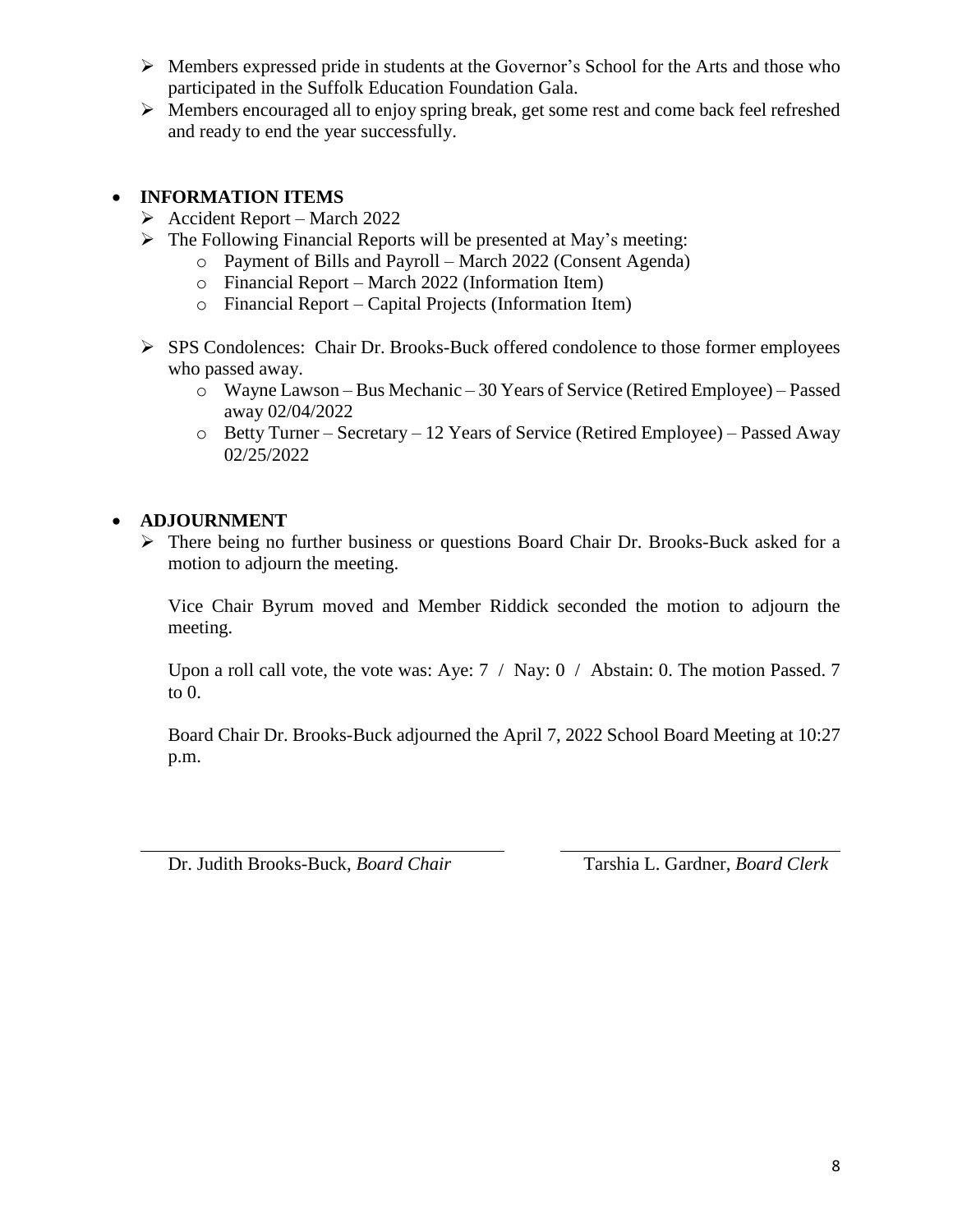- Members expressed pride in students at the Governor's School for the Arts and those who participated in the Suffolk Education Foundation Gala.
- Members encouraged all to enjoy spring break, get some rest and come back feel refreshed and ready to end the year successfully.

- **INFORMATION ITEMS**
  - Accident Report – March 2022
  - The Following Financial Reports will be presented at May's meeting:
    - Payment of Bills and Payroll – March 2022 (Consent Agenda)
    - Financial Report – March 2022 (Information Item)
    - Financial Report – Capital Projects (Information Item)
  - SPS Condolences: Chair Dr. Brooks-Buck offered condolence to those former employees who passed away.
    - Wayne Lawson – Bus Mechanic – 30 Years of Service (Retired Employee) – Passed away 02/04/2022
    - Betty Turner – Secretary – 12 Years of Service (Retired Employee) – Passed Away 02/25/2022

- **ADJOURNMENT**
  - There being no further business or questions Board Chair Dr. Brooks-Buck asked for a motion to adjourn the meeting.

    Vice Chair Byrum moved and Member Riddick seconded the motion to adjourn the meeting.

    Upon a roll call vote, the vote was: Aye: 7 / Nay: 0 / Abstain: 0. The motion Passed. 7 to 0.

    Board Chair Dr. Brooks-Buck adjourned the April 7, 2022 School Board Meeting at 10:27 p.m.

Dr. Judith Brooks-Buck, *Board Chair*

Tarshia L. Gardner, *Board Clerk*